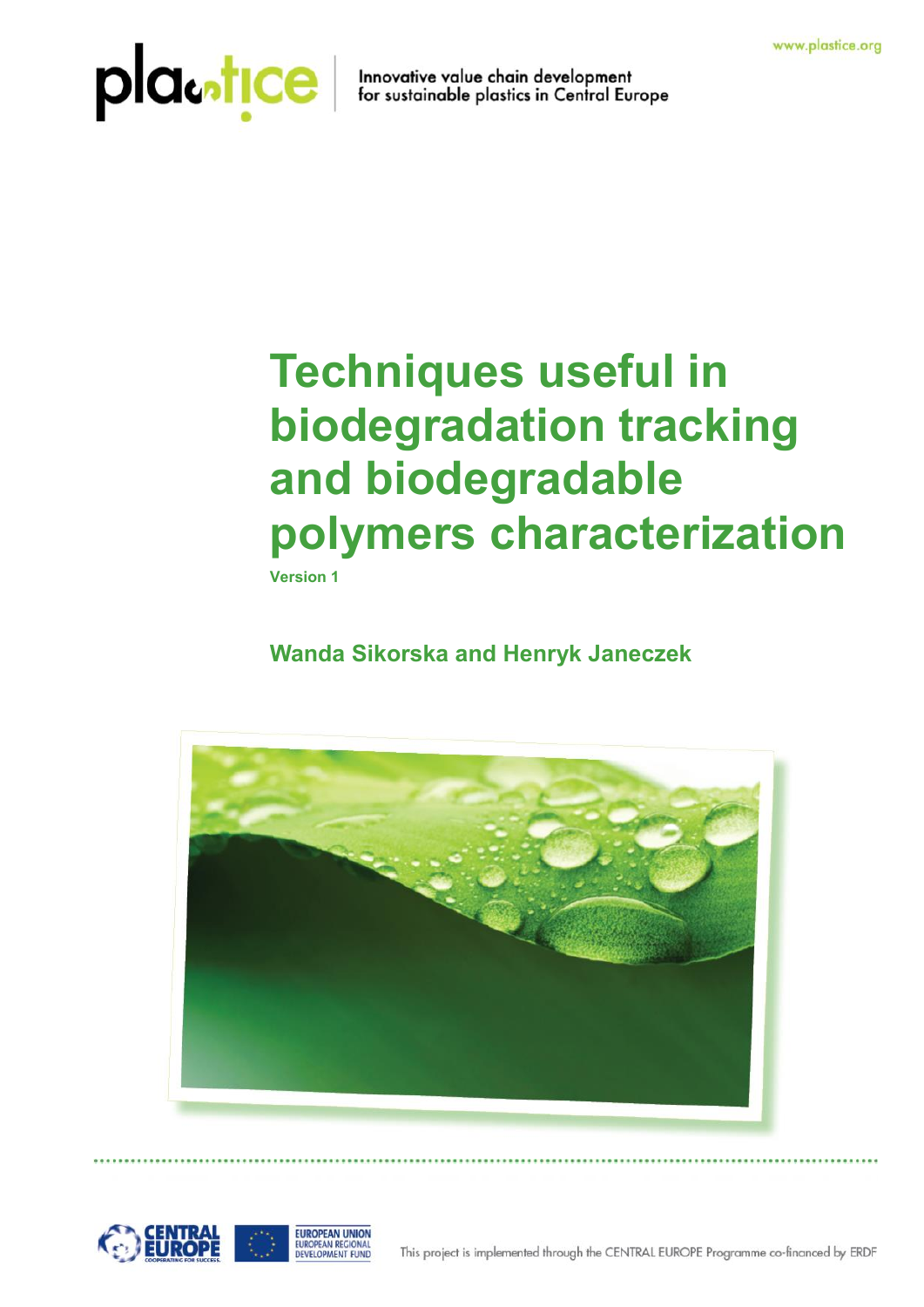www.plastice.org

plastice | Innovative value chain development for sustainable plastics in Central Europe

# Techniques useful in biodegradation tracking and biodegradable polymers characterization

**Version 1**

**Wanda Sikorska and Henryk Janeczek**

This project is implemented through the CENTRAL EUROPE Programme co-financed by ERDF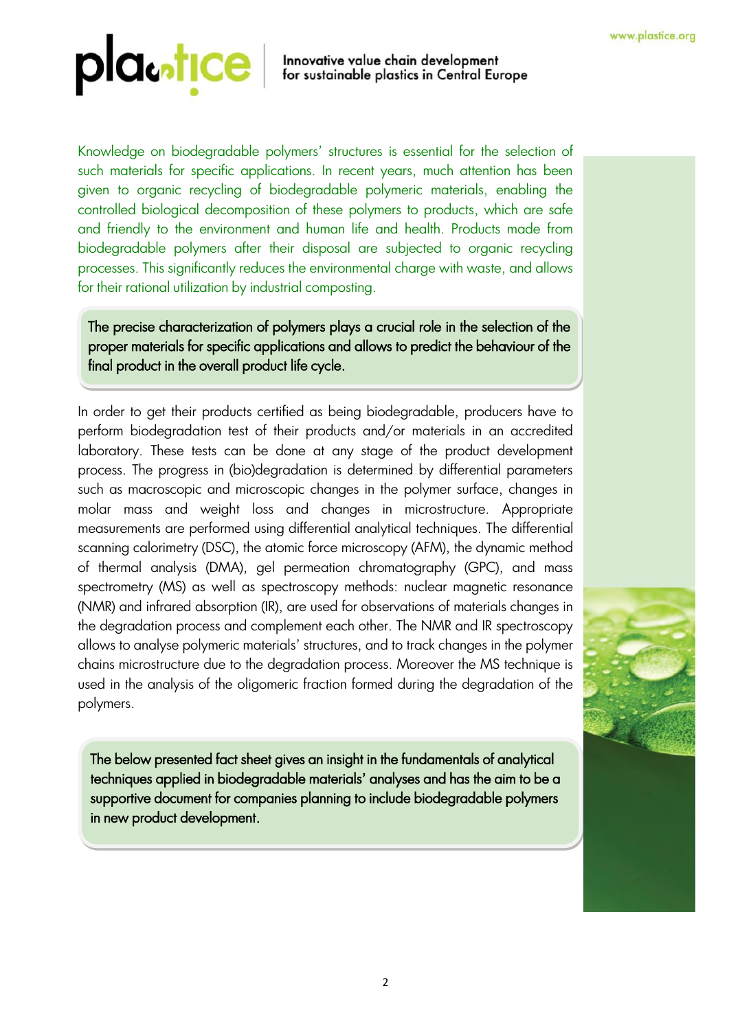Knowledge on biodegradable polymers' structures is essential for the selection of such materials for specific applications. In recent years, much attention has been given to organic recycling of biodegradable polymeric materials, enabling the controlled biological decomposition of these polymers to products, which are safe and friendly to the environment and human life and health. Products made from biodegradable polymers after their disposal are subjected to organic recycling processes. This significantly reduces the environmental charge with waste, and allows for their rational utilization by industrial composting.

**The precise characterization of polymers plays a crucial role in the selection of the proper materials for specific applications and allows to predict the behaviour of the final product in the overall product life cycle.**

In order to get their products certified as being biodegradable, producers have to perform biodegradation test of their products and/or materials in an accredited laboratory. These tests can be done at any stage of the product development process. The progress in (bio)degradation is determined by differential parameters such as macroscopic and microscopic changes in the polymer surface, changes in molar mass and weight loss and changes in microstructure. Appropriate measurements are performed using differential analytical techniques. The differential scanning calorimetry (DSC), the atomic force microscopy (AFM), the dynamic method of thermal analysis (DMA), gel permeation chromatography (GPC), and mass spectrometry (MS) as well as spectroscopy methods: nuclear magnetic resonance (NMR) and infrared absorption (IR), are used for observations of materials changes in the degradation process and complement each other. The NMR and IR spectroscopy allows to analyse polymeric materials' structures, and to track changes in the polymer chains microstructure due to the degradation process. Moreover the MS technique is used in the analysis of the oligomeric fraction formed during the degradation of the polymers.

**The below presented fact sheet gives an insight in the fundamentals of analytical techniques applied in biodegradable materials' analyses and has the aim to be a supportive document for companies planning to include biodegradable polymers in new product development.**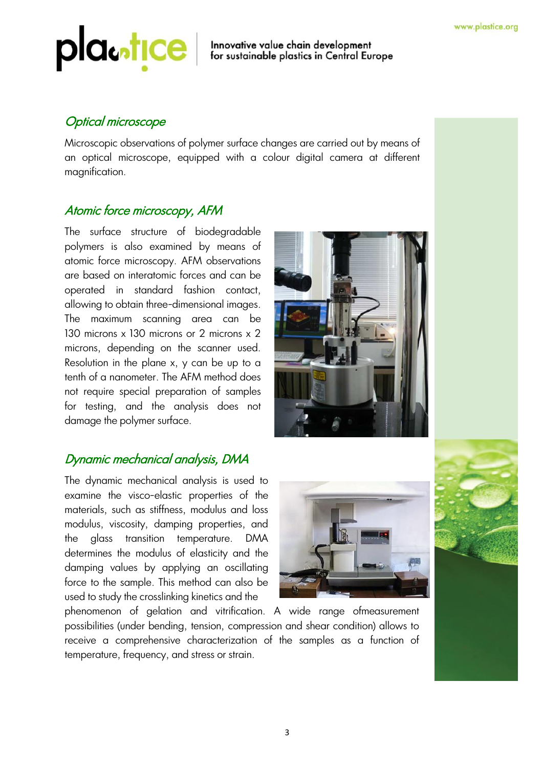## *Optical microscope*

Microscopic observations of polymer surface changes are carried out by means of an optical microscope, equipped with a colour digital camera at different magnification.

## *Atomic force microscopy, AFM*

The surface structure of biodegradable polymers is also examined by means of atomic force microscopy. AFM observations are based on interatomic forces and can be operated in standard fashion contact, allowing to obtain three-dimensional images. The maximum scanning area can be 130 microns x 130 microns or 2 microns x 2 microns, depending on the scanner used. Resolution in the plane x, y can be up to a tenth of a nanometer. The AFM method does not require special preparation of samples for testing, and the analysis does not damage the polymer surface.

## *Dynamic mechanical analysis, DMA*

The dynamic mechanical analysis is used to examine the visco-elastic properties of the materials, such as stiffness, modulus and loss modulus, viscosity, damping properties, and the glass transition temperature. DMA determines the modulus of elasticity and the damping values by applying an oscillating force to the sample. This method can also be used to study the crosslinking kinetics and the phenomenon of gelation and vitrification. A wide range ofmeasurement possibilities (under bending, tension, compression and shear condition) allows to receive a comprehensive characterization of the samples as a function of temperature, frequency, and stress or strain.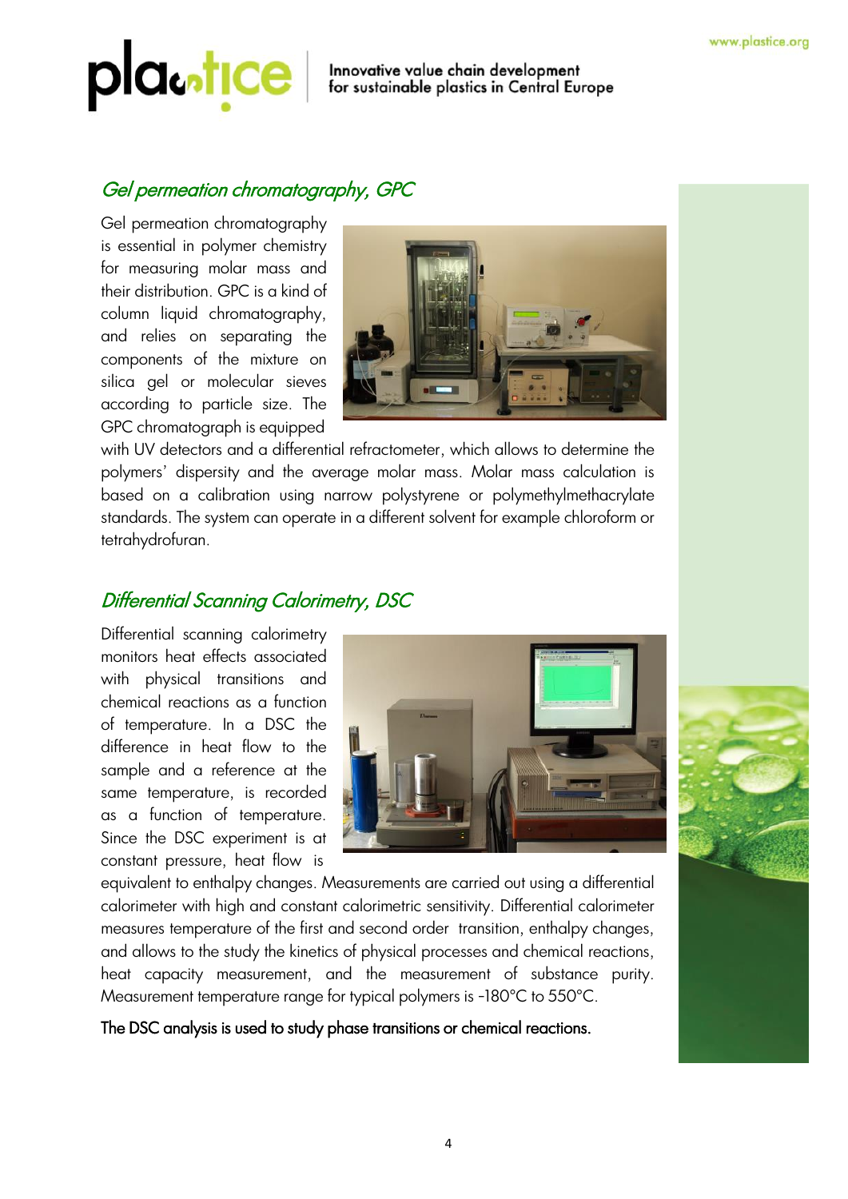## *Gel permeation chromatography, GPC*

Gel permeation chromatography is essential in polymer chemistry for measuring molar mass and their distribution. GPC is a kind of column liquid chromatography, and relies on separating the components of the mixture on silica gel or molecular sieves according to particle size. The GPC chromatograph is equipped with UV detectors and a differential refractometer, which allows to determine the polymers' dispersity and the average molar mass. Molar mass calculation is based on a calibration using narrow polystyrene or polymethylmethacrylate standards. The system can operate in a different solvent for example chloroform or tetrahydrofuran.

## *Differential Scanning Calorimetry, DSC*

Differential scanning calorimetry monitors heat effects associated with physical transitions and chemical reactions as a function of temperature. In a DSC the difference in heat flow to the sample and a reference at the same temperature, is recorded as a function of temperature. Since the DSC experiment is at constant pressure, heat flow is equivalent to enthalpy changes. Measurements are carried out using a differential calorimeter with high and constant calorimetric sensitivity. Differential calorimeter measures temperature of the first and second order transition, enthalpy changes, and allows to the study the kinetics of physical processes and chemical reactions, heat capacity measurement, and the measurement of substance purity. Measurement temperature range for typical polymers is -180°C to 550°C.

The DSC analysis is used to study phase transitions or chemical reactions.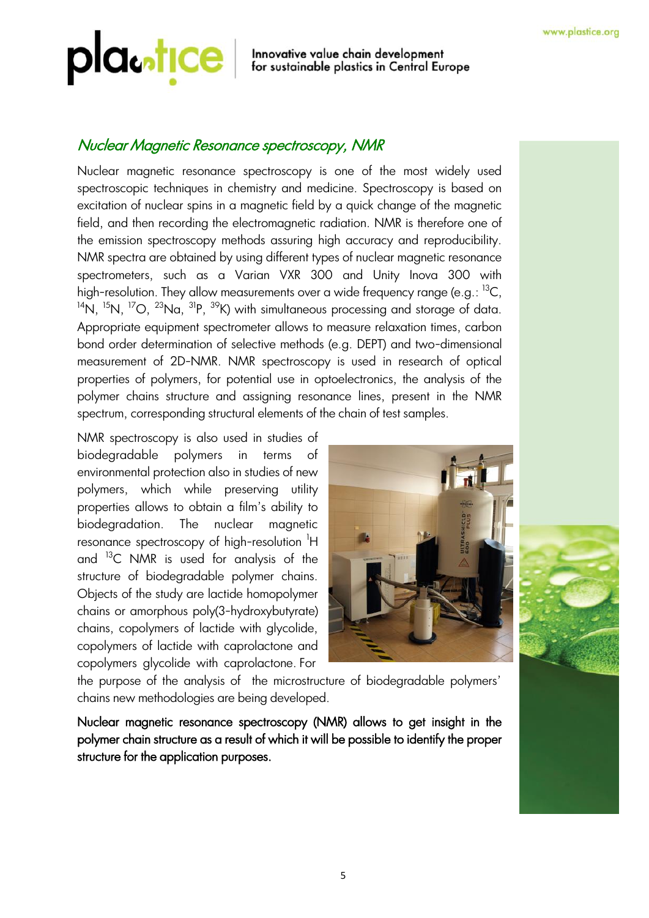## *Nuclear Magnetic Resonance spectroscopy, NMR*

Nuclear magnetic resonance spectroscopy is one of the most widely used spectroscopic techniques in chemistry and medicine. Spectroscopy is based on excitation of nuclear spins in a magnetic field by a quick change of the magnetic field, and then recording the electromagnetic radiation. NMR is therefore one of the emission spectroscopy methods assuring high accuracy and reproducibility. NMR spectra are obtained by using different types of nuclear magnetic resonance spectrometers, such as a Varian VXR 300 and Unity Inova 300 with high-resolution. They allow measurements over a wide frequency range (e.g.: $^{13}C$, $^{14}N$, $^{15}N$, $^{17}O$, $^{23}Na$, $^{31}P$, $^{39}K$) with simultaneous processing and storage of data. Appropriate equipment spectrometer allows to measure relaxation times, carbon bond order determination of selective methods (e.g. DEPT) and two-dimensional measurement of 2D-NMR. NMR spectroscopy is used in research of optical properties of polymers, for potential use in optoelectronics, the analysis of the polymer chains structure and assigning resonance lines, present in the NMR spectrum, corresponding structural elements of the chain of test samples.

NMR spectroscopy is also used in studies of biodegradable polymers in terms of environmental protection also in studies of new polymers, which while preserving utility properties allows to obtain a film's ability to biodegradation. The nuclear magnetic resonance spectroscopy of high-resolution $^{1}H$ and $^{13}C$ NMR is used for analysis of the structure of biodegradable polymer chains. Objects of the study are lactide homopolymer chains or amorphous poly(3-hydroxybutyrate) chains, copolymers of lactide with glycolide, copolymers of lactide with caprolactone and copolymers glycolide with caprolactone. For the purpose of the analysis of the microstructure of biodegradable polymers' chains new methodologies are being developed.

**Nuclear magnetic resonance spectroscopy (NMR) allows to get insight in the polymer chain structure as a result of which it will be possible to identify the proper structure for the application purposes.**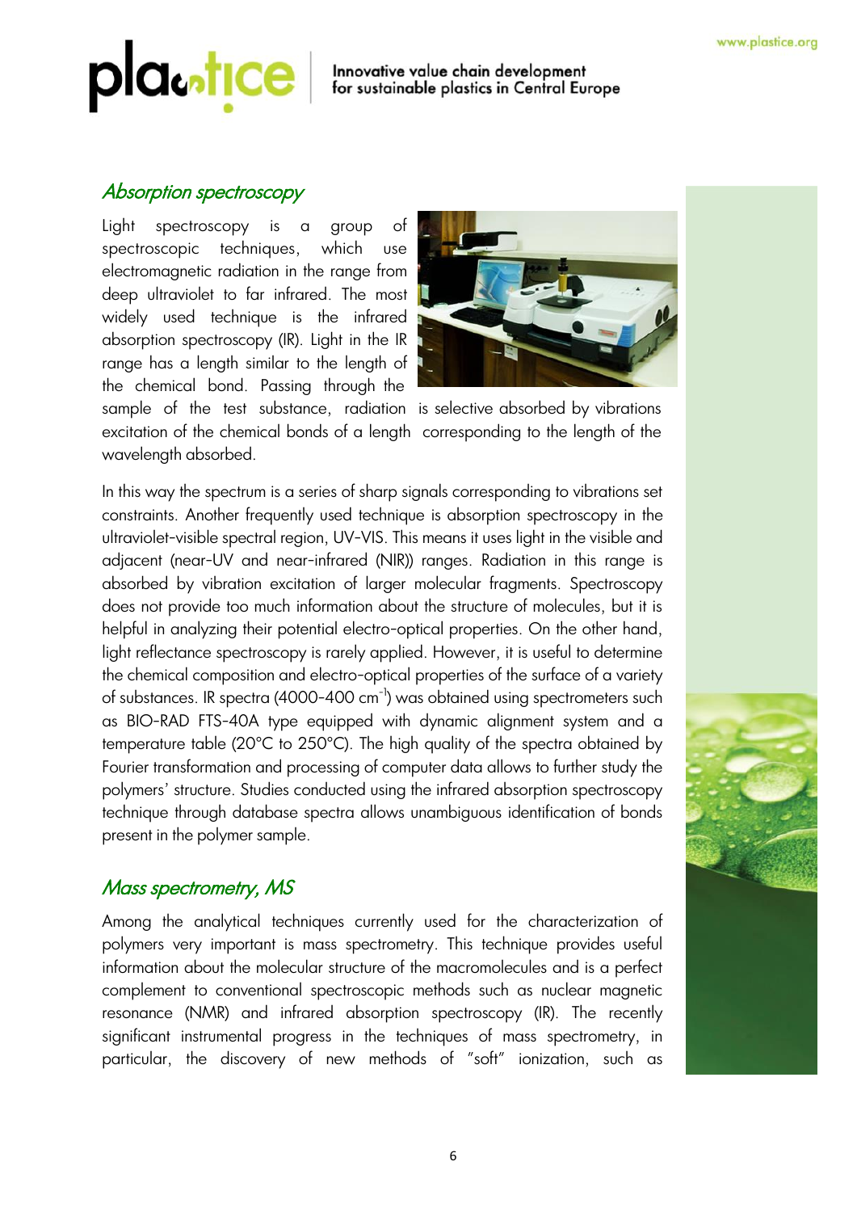## *Absorption spectroscopy*

Light spectroscopy is a group of spectroscopic techniques, which use electromagnetic radiation in the range from deep ultraviolet to far infrared. The most widely used technique is the infrared absorption spectroscopy (IR). Light in the IR range has a length similar to the length of the chemical bond. Passing through the sample of the test substance, radiation is selective absorbed by vibrations excitation of the chemical bonds of a length corresponding to the length of the wavelength absorbed.

In this way the spectrum is a series of sharp signals corresponding to vibrations set constraints. Another frequently used technique is absorption spectroscopy in the ultraviolet-visible spectral region, UV-VIS. This means it uses light in the visible and adjacent (near-UV and near-infrared (NIR)) ranges. Radiation in this range is absorbed by vibration excitation of larger molecular fragments. Spectroscopy does not provide too much information about the structure of molecules, but it is helpful in analyzing their potential electro-optical properties. On the other hand, light reflectance spectroscopy is rarely applied. However, it is useful to determine the chemical composition and electro-optical properties of the surface of a variety of substances. IR spectra (4000-400 $cm^{-1}$) was obtained using spectrometers such as BIO-RAD FTS-40A type equipped with dynamic alignment system and a temperature table (20°C to 250°C). The high quality of the spectra obtained by Fourier transformation and processing of computer data allows to further study the polymers' structure. Studies conducted using the infrared absorption spectroscopy technique through database spectra allows unambiguous identification of bonds present in the polymer sample.

## *Mass spectrometry, MS*

Among the analytical techniques currently used for the characterization of polymers very important is mass spectrometry. This technique provides useful information about the molecular structure of the macromolecules and is a perfect complement to conventional spectroscopic methods such as nuclear magnetic resonance (NMR) and infrared absorption spectroscopy (IR). The recently significant instrumental progress in the techniques of mass spectrometry, in particular, the discovery of new methods of "soft" ionization, such as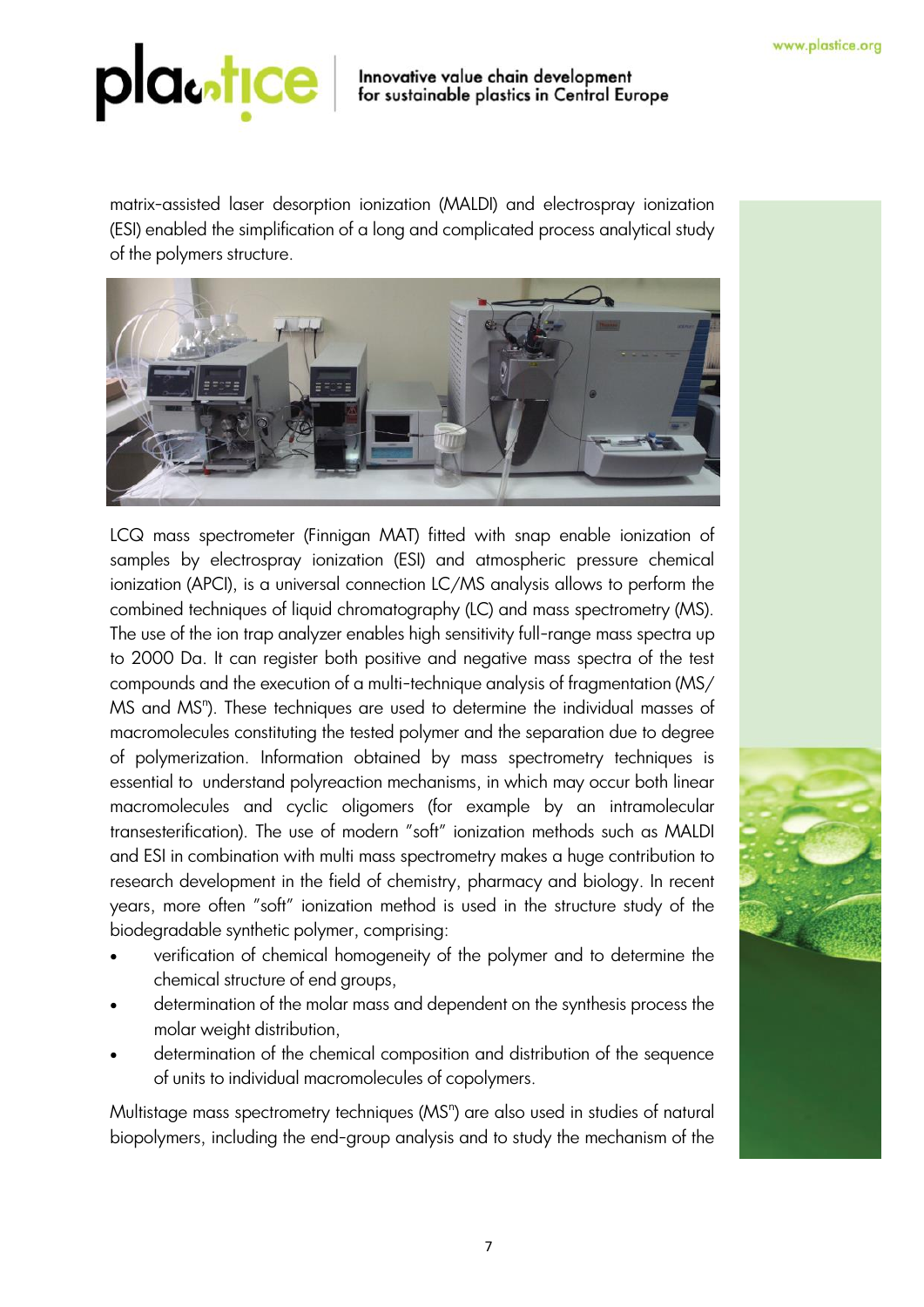matrix-assisted laser desorption ionization (MALDI) and electrospray ionization (ESI) enabled the simplification of a long and complicated process analytical study of the polymers structure.

LCQ mass spectrometer (Finnigan MAT) fitted with snap enable ionization of samples by electrospray ionization (ESI) and atmospheric pressure chemical ionization (APCI), is a universal connection LC/MS analysis allows to perform the combined techniques of liquid chromatography (LC) and mass spectrometry (MS). The use of the ion trap analyzer enables high sensitivity full-range mass spectra up to 2000 Da. It can register both positive and negative mass spectra of the test compounds and the execution of a multi-technique analysis of fragmentation (MS/MS and $MS^n$). These techniques are used to determine the individual masses of macromolecules constituting the tested polymer and the separation due to degree of polymerization. Information obtained by mass spectrometry techniques is essential to understand polyreaction mechanisms, in which may occur both linear macromolecules and cyclic oligomers (for example by an intramolecular transesterification). The use of modern "soft" ionization methods such as MALDI and ESI in combination with multi mass spectrometry makes a huge contribution to research development in the field of chemistry, pharmacy and biology. In recent years, more often "soft" ionization method is used in the structure study of the biodegradable synthetic polymer, comprising:

- verification of chemical homogeneity of the polymer and to determine the chemical structure of end groups,
- determination of the molar mass and dependent on the synthesis process the molar weight distribution,
- determination of the chemical composition and distribution of the sequence of units to individual macromolecules of copolymers.

Multistage mass spectrometry techniques ($MS^n$) are also used in studies of natural biopolymers, including the end-group analysis and to study the mechanism of the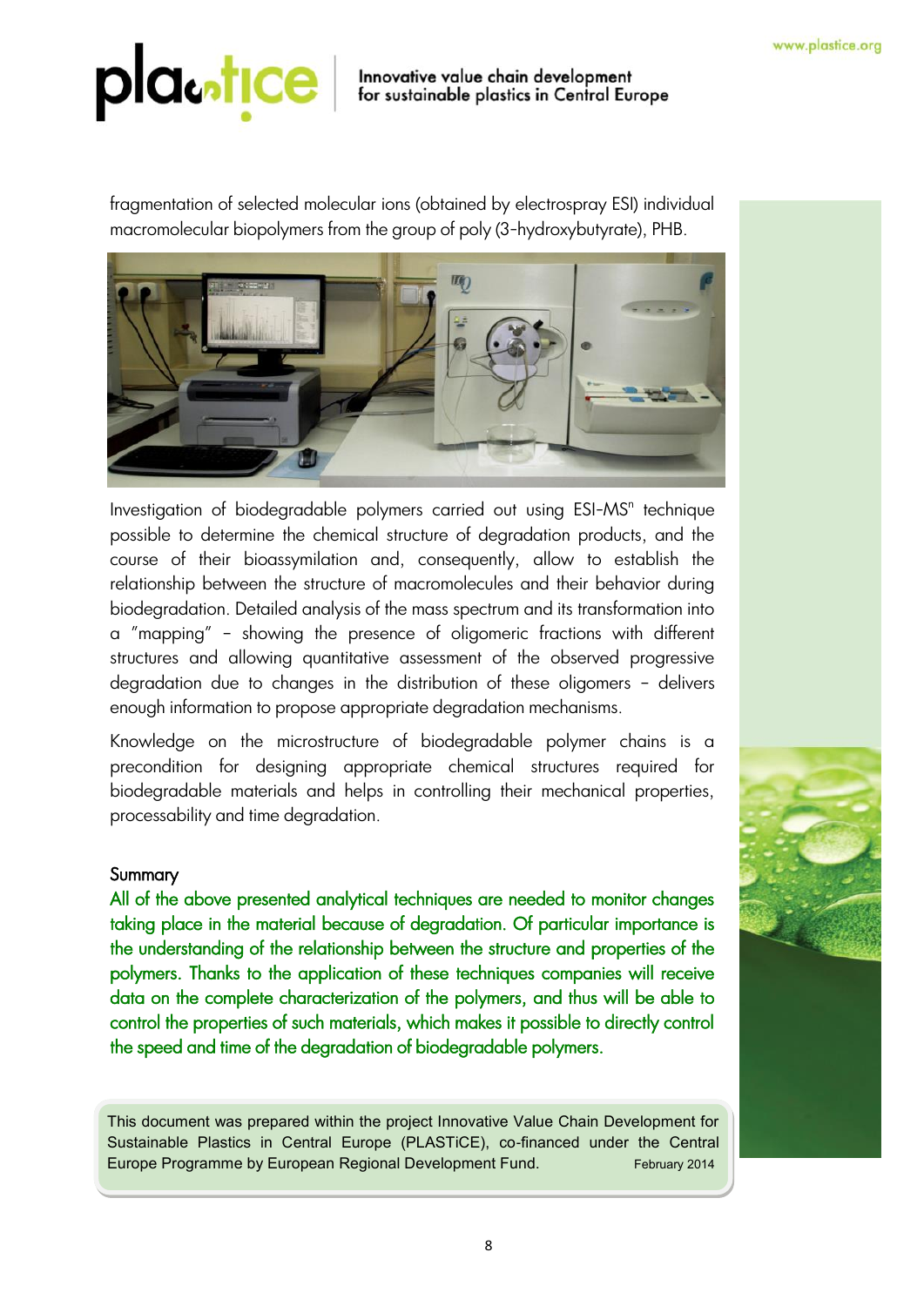fragmentation of selected molecular ions (obtained by electrospray ESI) individual macromolecular biopolymers from the group of poly (3-hydroxybutyrate), PHB.

Investigation of biodegradable polymers carried out using ESI-MS$^n$ technique possible to determine the chemical structure of degradation products, and the course of their bioassymilation and, consequently, allow to establish the relationship between the structure of macromolecules and their behavior during biodegradation. Detailed analysis of the mass spectrum and its transformation into a "mapping" – showing the presence of oligomeric fractions with different structures and allowing quantitative assessment of the observed progressive degradation due to changes in the distribution of these oligomers – delivers enough information to propose appropriate degradation mechanisms.

Knowledge on the microstructure of biodegradable polymer chains is a precondition for designing appropriate chemical structures required for biodegradable materials and helps in controlling their mechanical properties, processability and time degradation.

## Summary

All of the above presented analytical techniques are needed to monitor changes taking place in the material because of degradation. Of particular importance is the understanding of the relationship between the structure and properties of the polymers. Thanks to the application of these techniques companies will receive data on the complete characterization of the polymers, and thus will be able to control the properties of such materials, which makes it possible to directly control the speed and time of the degradation of biodegradable polymers.

This document was prepared within the project Innovative Value Chain Development for Sustainable Plastics in Central Europe (PLASTiCE), co-financed under the Central Europe Programme by European Regional Development Fund. February 2014